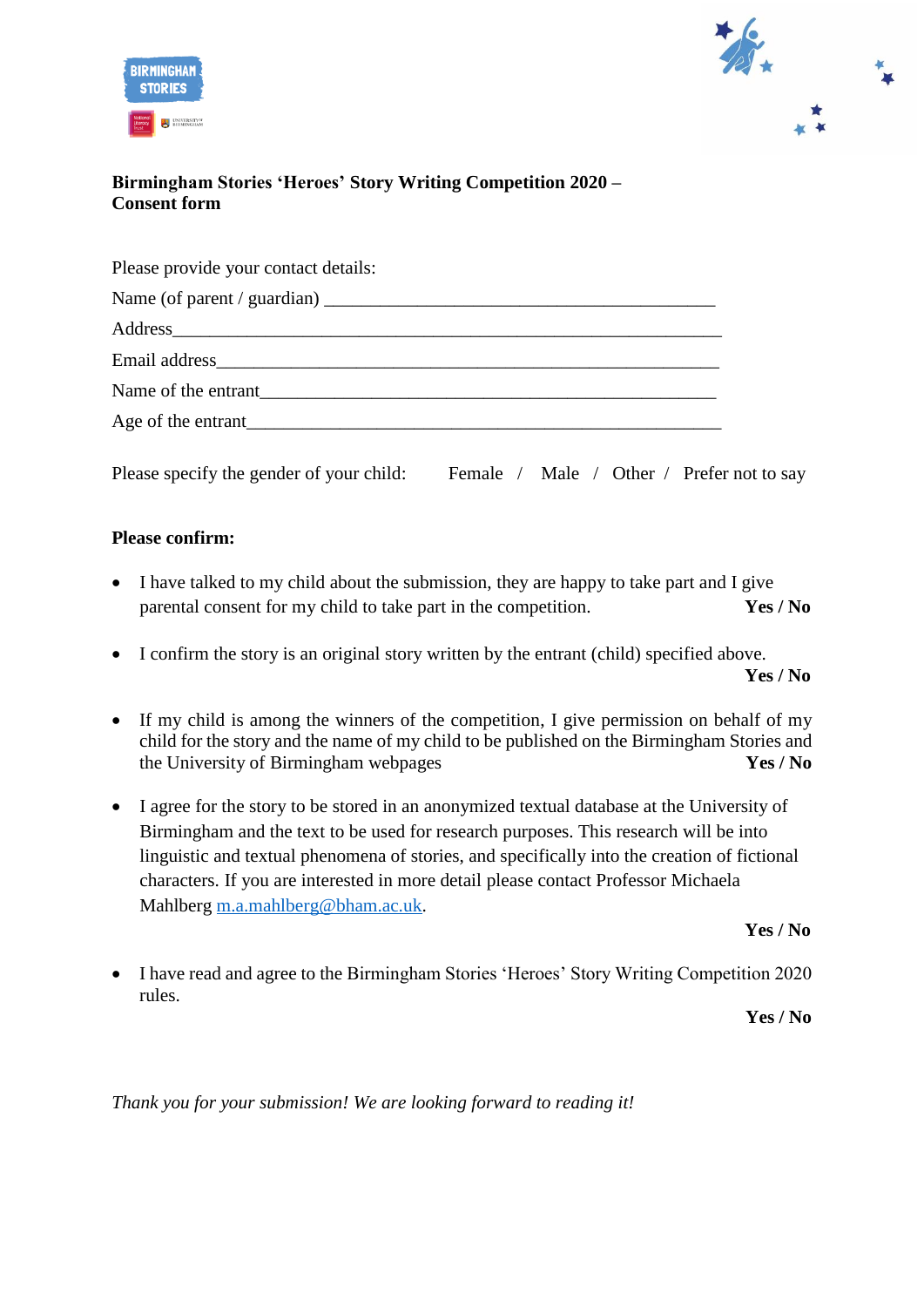**Birmingham Stories 'Heroes' Story Writing Competition 2020 – Consent form**

Please provide your contact details:

Name (of parent / guardian) ____________________________________________

Address_________________________________________________________

Email address_____________________________________________________

Name of the entrant_________________________________________________

Age of the entrant___________________________________________________

Please specify the gender of your child: Female / Male / Other / Prefer not to say

**Please confirm:**

- I have talked to my child about the submission, they are happy to take part and I give parental consent for my child to take part in the competition. **Yes / No**
- I confirm the story is an original story written by the entrant (child) specified above. **Yes / No**
- If my child is among the winners of the competition, I give permission on behalf of my child for the story and the name of my child to be published on the Birmingham Stories and the University of Birmingham webpages **Yes / No**
- I agree for the story to be stored in an anonymized textual database at the University of Birmingham and the text to be used for research purposes. This research will be into linguistic and textual phenomena of stories, and specifically into the creation of fictional characters. If you are interested in more detail please contact Professor Michaela Mahlberg m.a.mahlberg@bham.ac.uk. **Yes / No**
- I have read and agree to the Birmingham Stories 'Heroes' Story Writing Competition 2020 rules. **Yes / No**

*Thank you for your submission! We are looking forward to reading it!*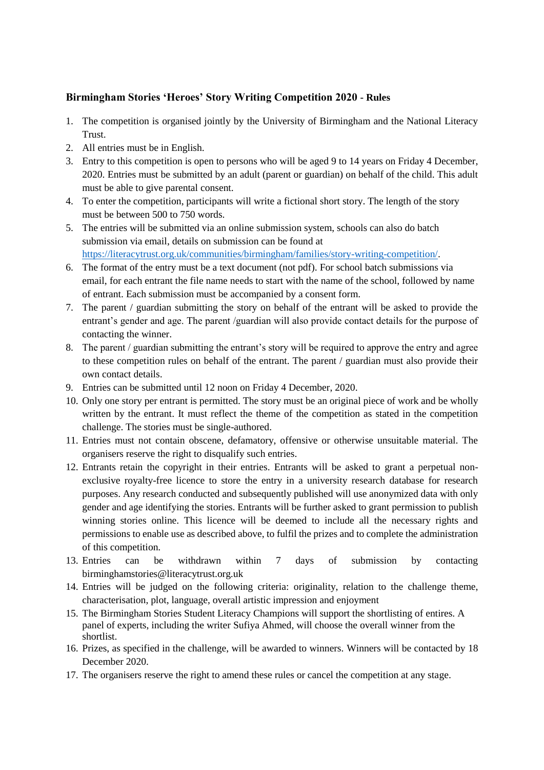**Birmingham Stories 'Heroes' Story Writing Competition 2020 - Rules**

1. The competition is organised jointly by the University of Birmingham and the National Literacy Trust.
2. All entries must be in English.
3. Entry to this competition is open to persons who will be aged 9 to 14 years on Friday 4 December, 2020. Entries must be submitted by an adult (parent or guardian) on behalf of the child. This adult must be able to give parental consent.
4. To enter the competition, participants will write a fictional short story. The length of the story must be between 500 to 750 words.
5. The entries will be submitted via an online submission system, schools can also do batch submission via email, details on submission can be found at [https://literacytrust.org.uk/communities/birmingham/families/story-writing-competition/](https://literacytrust.org.uk/communities/birmingham/families/story-writing-competition/).
6. The format of the entry must be a text document (not pdf). For school batch submissions via email, for each entrant the file name needs to start with the name of the school, followed by name of entrant. Each submission must be accompanied by a consent form.
7. The parent / guardian submitting the story on behalf of the entrant will be asked to provide the entrant's gender and age. The parent /guardian will also provide contact details for the purpose of contacting the winner.
8. The parent / guardian submitting the entrant's story will be required to approve the entry and agree to these competition rules on behalf of the entrant. The parent / guardian must also provide their own contact details.
9. Entries can be submitted until 12 noon on Friday 4 December, 2020.
10. Only one story per entrant is permitted. The story must be an original piece of work and be wholly written by the entrant. It must reflect the theme of the competition as stated in the competition challenge. The stories must be single-authored.
11. Entries must not contain obscene, defamatory, offensive or otherwise unsuitable material. The organisers reserve the right to disqualify such entries.
12. Entrants retain the copyright in their entries. Entrants will be asked to grant a perpetual non-exclusive royalty-free licence to store the entry in a university research database for research purposes. Any research conducted and subsequently published will use anonymized data with only gender and age identifying the stories. Entrants will be further asked to grant permission to publish winning stories online. This licence will be deemed to include all the necessary rights and permissions to enable use as described above, to fulfil the prizes and to complete the administration of this competition.
13. Entries can be withdrawn within 7 days of submission by contacting birminghamstories@literacytrust.org.uk
14. Entries will be judged on the following criteria: originality, relation to the challenge theme, characterisation, plot, language, overall artistic impression and enjoyment
15. The Birmingham Stories Student Literacy Champions will support the shortlisting of entires. A panel of experts, including the writer Sufiya Ahmed, will choose the overall winner from the shortlist.
16. Prizes, as specified in the challenge, will be awarded to winners. Winners will be contacted by 18 December 2020.
17. The organisers reserve the right to amend these rules or cancel the competition at any stage.